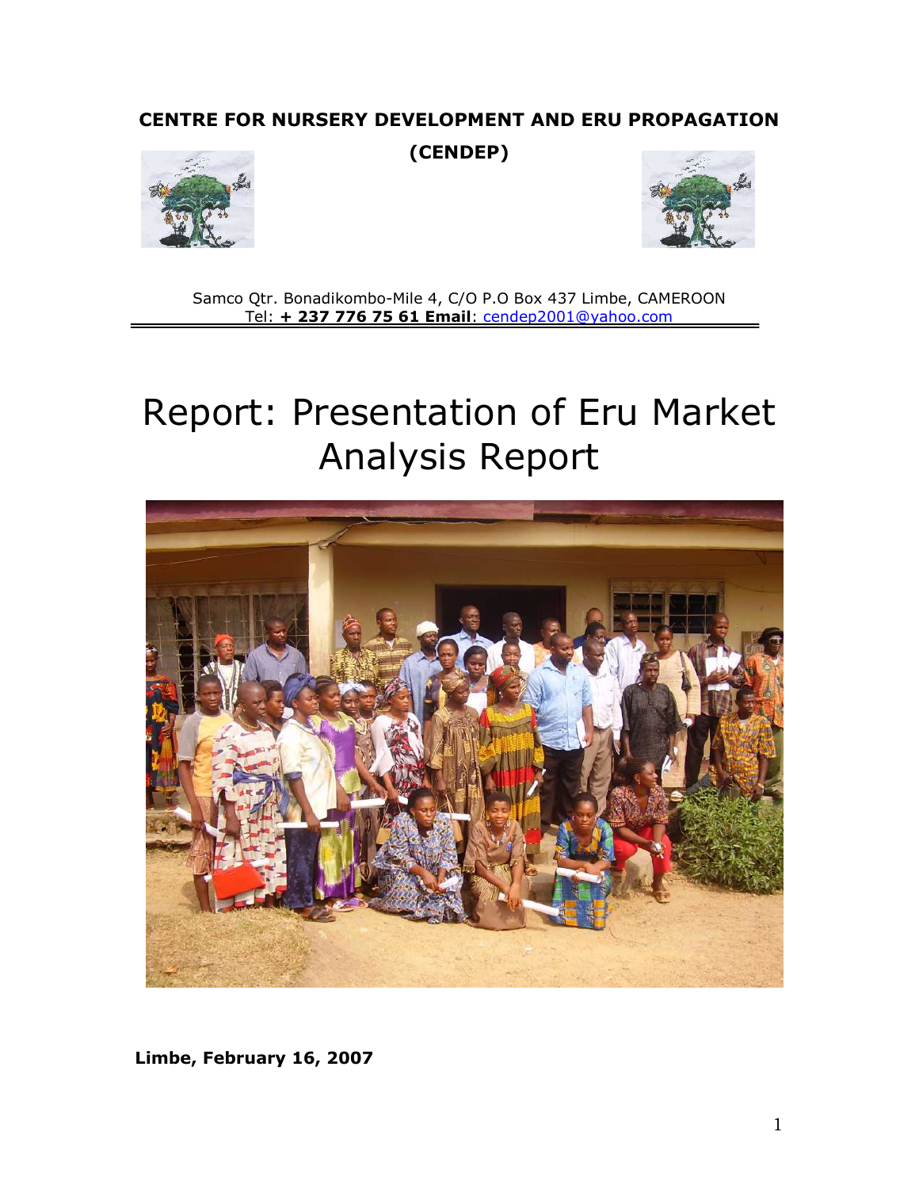**CENTRE FOR NURSERY DEVELOPMENT AND ERU PROPAGATION**

**(CENDEP)**

Samco Qtr. Bonadikombo-Mile 4, C/O P.O Box 437 Limbe, CAMEROON
Tel: **+ 237 776 75 61 Email**: cendep2001@yahoo.com

# Report: Presentation of Eru Market Analysis Report

**Limbe, February 16, 2007**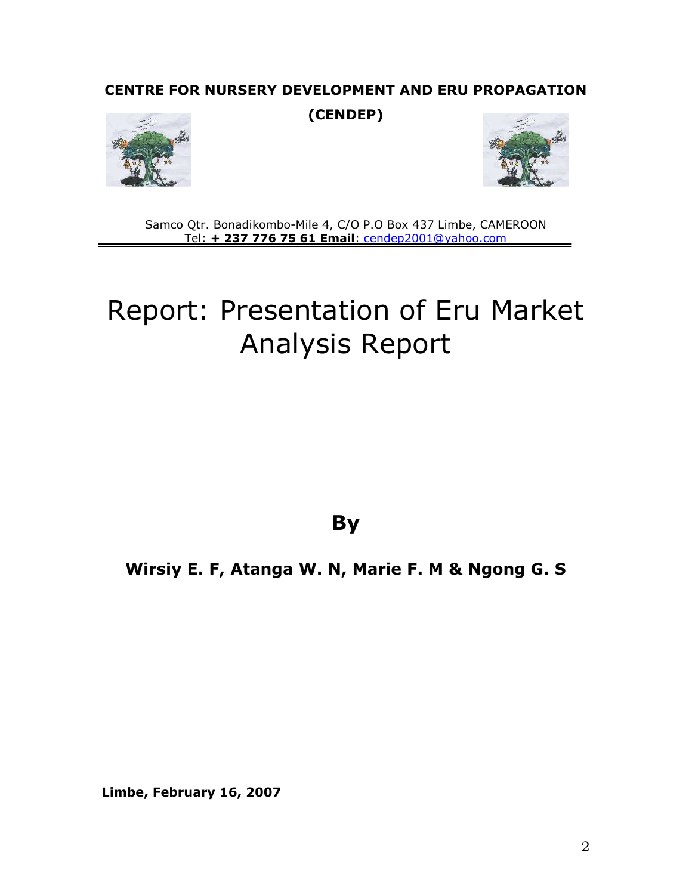**CENTRE FOR NURSERY DEVELOPMENT AND ERU PROPAGATION**

**(CENDEP)**

Samco Qtr. Bonadikombo-Mile 4, C/O P.O Box 437 Limbe, CAMEROON
Tel: **+ 237 776 75 61 Email**: cendep2001@yahoo.com

# Report: Presentation of Eru Market Analysis Report

**By**

**Wirsiy E. F, Atanga W. N, Marie F. M & Ngong G. S**

**Limbe, February 16, 2007**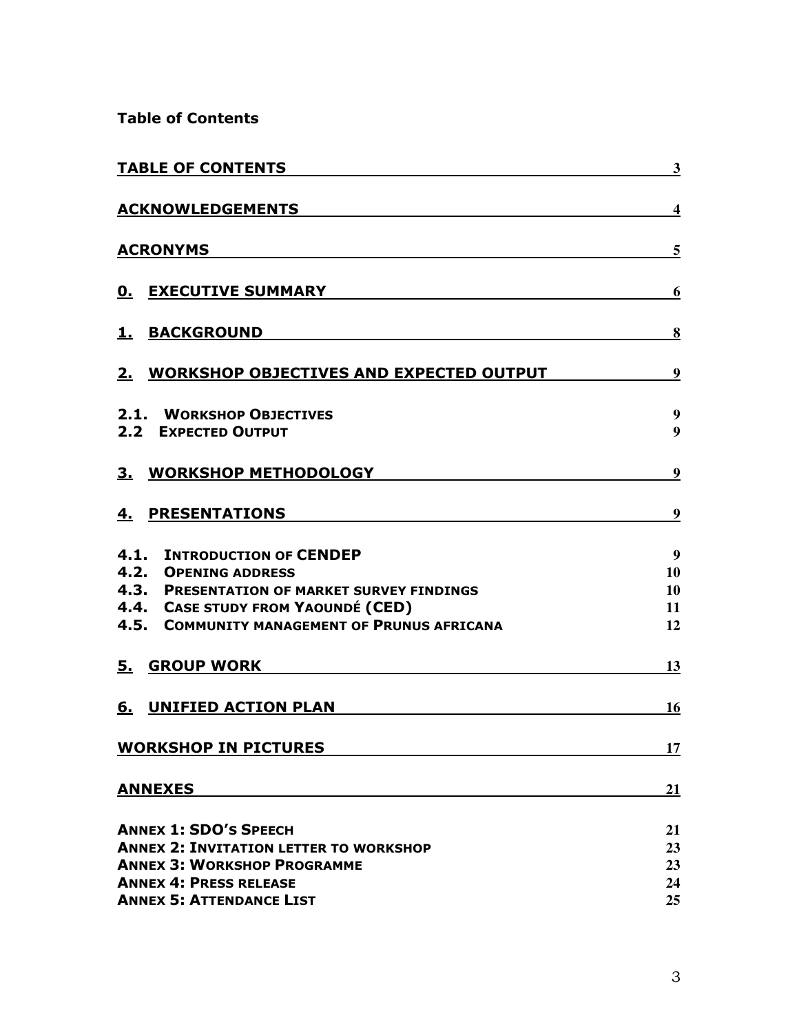**Table of Contents**

| | |
|---|---|
| TABLE OF CONTENTS | 3 |
| ACKNOWLEDGEMENTS | 4 |
| ACRONYMS | 5 |
| 0. EXECUTIVE SUMMARY | 6 |
| 1. BACKGROUND | 8 |
| 2. WORKSHOP OBJECTIVES AND EXPECTED OUTPUT | 9 |
| 2.1. WORKSHOP OBJECTIVES | 9 |
| 2.2 EXPECTED OUTPUT | 9 |
| 3. WORKSHOP METHODOLOGY | 9 |
| 4. PRESENTATIONS | 9 |
| 4.1. INTRODUCTION OF CENDEP | 9 |
| 4.2. OPENING ADDRESS | 10 |
| 4.3. PRESENTATION OF MARKET SURVEY FINDINGS | 10 |
| 4.4. CASE STUDY FROM YAOUNDÉ (CED) | 11 |
| 4.5. COMMUNITY MANAGEMENT OF PRUNUS AFRICANA | 12 |
| 5. GROUP WORK | 13 |
| 6. UNIFIED ACTION PLAN | 16 |
| WORKSHOP IN PICTURES | 17 |
| ANNEXES | 21 |
| ANNEX 1: SDO'S SPEECH | 21 |
| ANNEX 2: INVITATION LETTER TO WORKSHOP | 23 |
| ANNEX 3: WORKSHOP PROGRAMME | 23 |
| ANNEX 4: PRESS RELEASE | 24 |
| ANNEX 5: ATTENDANCE LIST | 25 |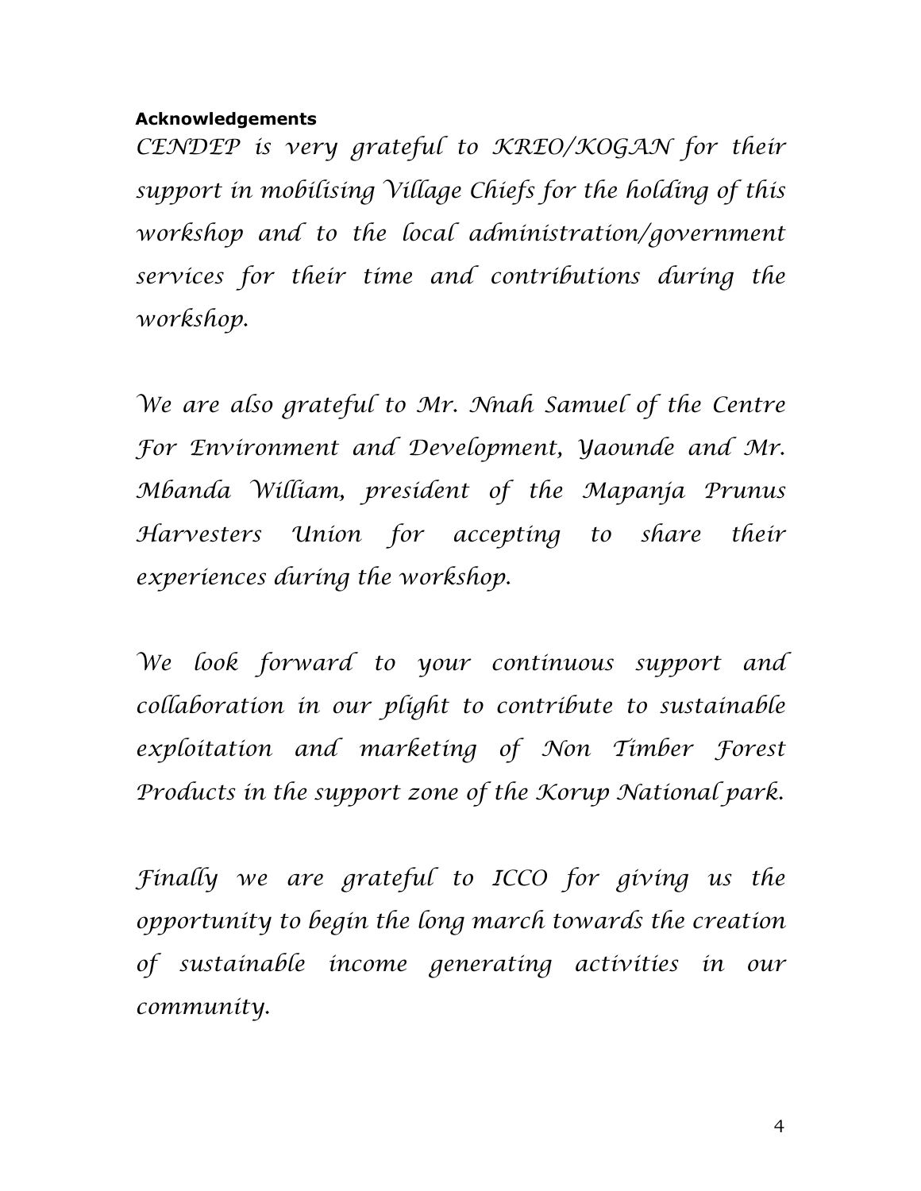**Acknowledgements**

*CENDEP is very grateful to KREO/KOGAN for their support in mobilising Village Chiefs for the holding of this workshop and to the local administration/government services for their time and contributions during the workshop.*

*We are also grateful to Mr. Nnah Samuel of the Centre For Environment and Development, Yaounde and Mr. Mbanda William, president of the Mapanja Prunus Harvesters Union for accepting to share their experiences during the workshop.*

*We look forward to your continuous support and collaboration in our plight to contribute to sustainable exploitation and marketing of Non Timber Forest Products in the support zone of the Korup National park.*

*Finally we are grateful to ICCO for giving us the opportunity to begin the long march towards the creation of sustainable income generating activities in our community.*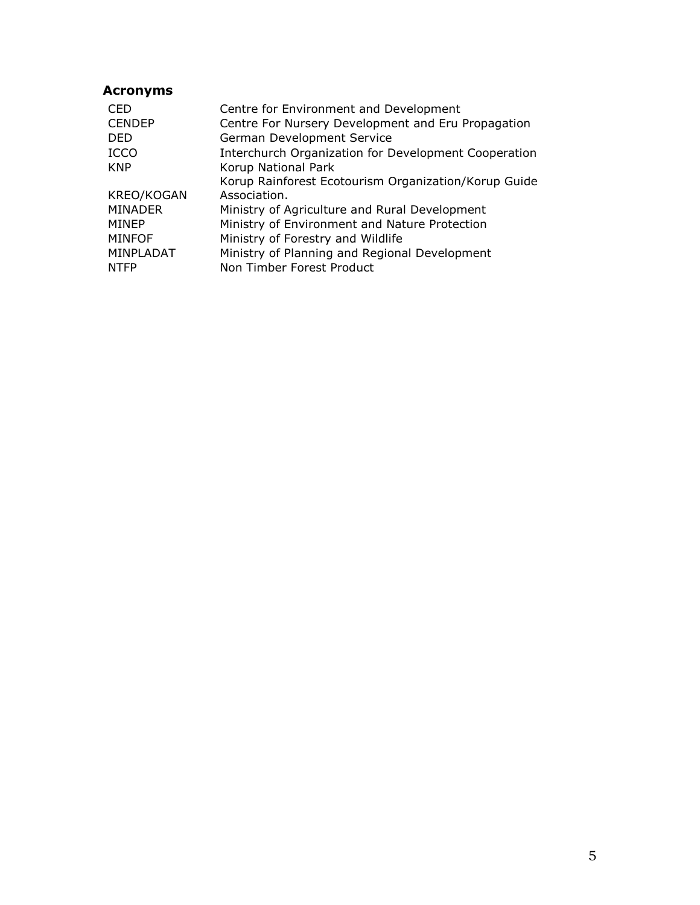## Acronyms

| | |
|---|---|
| CED | Centre for Environment and Development |
| CENDEP | Centre For Nursery Development and Eru Propagation |
| DED | German Development Service |
| ICCO | Interchurch Organization for Development Cooperation |
| KNP | Korup National Park |
| KREO/KOGAN | Korup Rainforest Ecotourism Organization/Korup Guide Association. |
| MINADER | Ministry of Agriculture and Rural Development |
| MINEP | Ministry of Environment and Nature Protection |
| MINFOF | Ministry of Forestry and Wildlife |
| MINPLADAT | Ministry of Planning and Regional Development |
| NTFP | Non Timber Forest Product |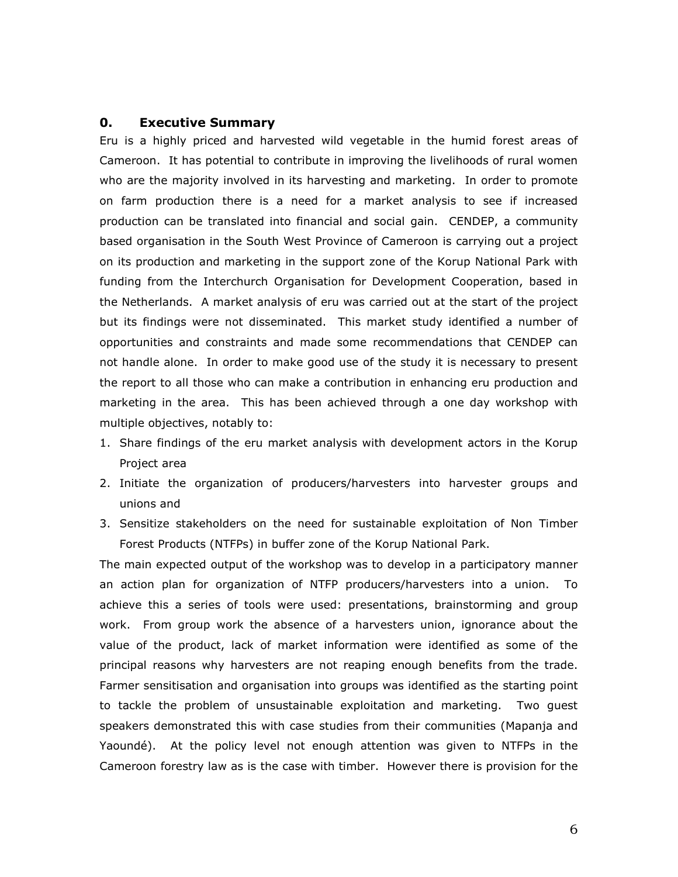## 0. Executive Summary

Eru is a highly priced and harvested wild vegetable in the humid forest areas of Cameroon. It has potential to contribute in improving the livelihoods of rural women who are the majority involved in its harvesting and marketing. In order to promote on farm production there is a need for a market analysis to see if increased production can be translated into financial and social gain. CENDEP, a community based organisation in the South West Province of Cameroon is carrying out a project on its production and marketing in the support zone of the Korup National Park with funding from the Interchurch Organisation for Development Cooperation, based in the Netherlands. A market analysis of eru was carried out at the start of the project but its findings were not disseminated. This market study identified a number of opportunities and constraints and made some recommendations that CENDEP can not handle alone. In order to make good use of the study it is necessary to present the report to all those who can make a contribution in enhancing eru production and marketing in the area. This has been achieved through a one day workshop with multiple objectives, notably to:

1. Share findings of the eru market analysis with development actors in the Korup Project area
2. Initiate the organization of producers/harvesters into harvester groups and unions and
3. Sensitize stakeholders on the need for sustainable exploitation of Non Timber Forest Products (NTFPs) in buffer zone of the Korup National Park.

The main expected output of the workshop was to develop in a participatory manner an action plan for organization of NTFP producers/harvesters into a union. To achieve this a series of tools were used: presentations, brainstorming and group work. From group work the absence of a harvesters union, ignorance about the value of the product, lack of market information were identified as some of the principal reasons why harvesters are not reaping enough benefits from the trade. Farmer sensitisation and organisation into groups was identified as the starting point to tackle the problem of unsustainable exploitation and marketing. Two guest speakers demonstrated this with case studies from their communities (Mapanja and Yaoundé). At the policy level not enough attention was given to NTFPs in the Cameroon forestry law as is the case with timber. However there is provision for the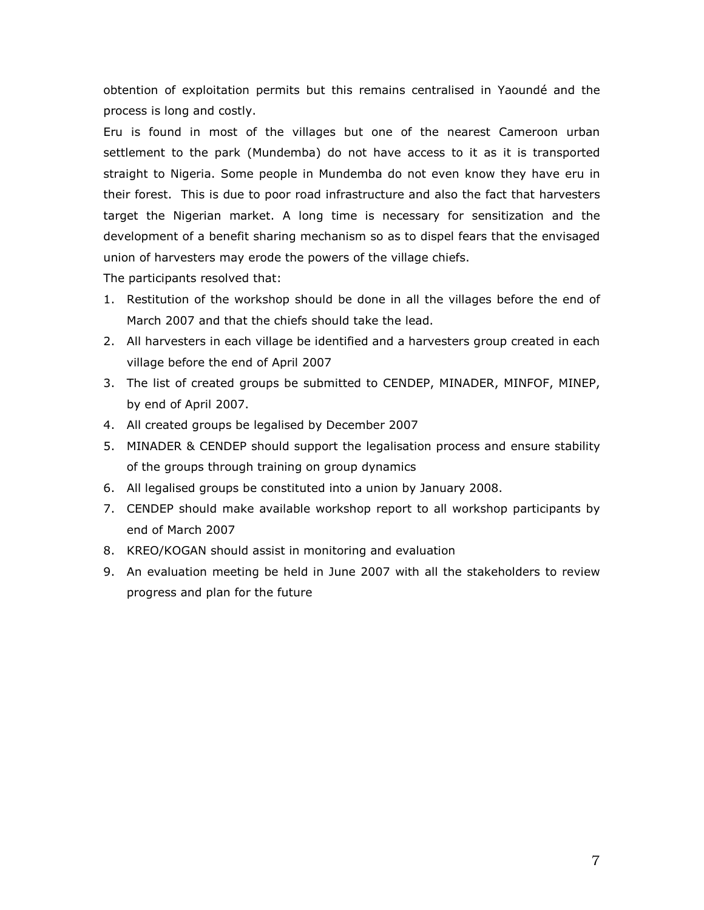obtention of exploitation permits but this remains centralised in Yaoundé and the process is long and costly.

Eru is found in most of the villages but one of the nearest Cameroon urban settlement to the park (Mundemba) do not have access to it as it is transported straight to Nigeria. Some people in Mundemba do not even know they have eru in their forest. This is due to poor road infrastructure and also the fact that harvesters target the Nigerian market. A long time is necessary for sensitization and the development of a benefit sharing mechanism so as to dispel fears that the envisaged union of harvesters may erode the powers of the village chiefs.

The participants resolved that:

1. Restitution of the workshop should be done in all the villages before the end of March 2007 and that the chiefs should take the lead.
2. All harvesters in each village be identified and a harvesters group created in each village before the end of April 2007
3. The list of created groups be submitted to CENDEP, MINADER, MINFOF, MINEP, by end of April 2007.
4. All created groups be legalised by December 2007
5. MINADER & CENDEP should support the legalisation process and ensure stability of the groups through training on group dynamics
6. All legalised groups be constituted into a union by January 2008.
7. CENDEP should make available workshop report to all workshop participants by end of March 2007
8. KREO/KOGAN should assist in monitoring and evaluation
9. An evaluation meeting be held in June 2007 with all the stakeholders to review progress and plan for the future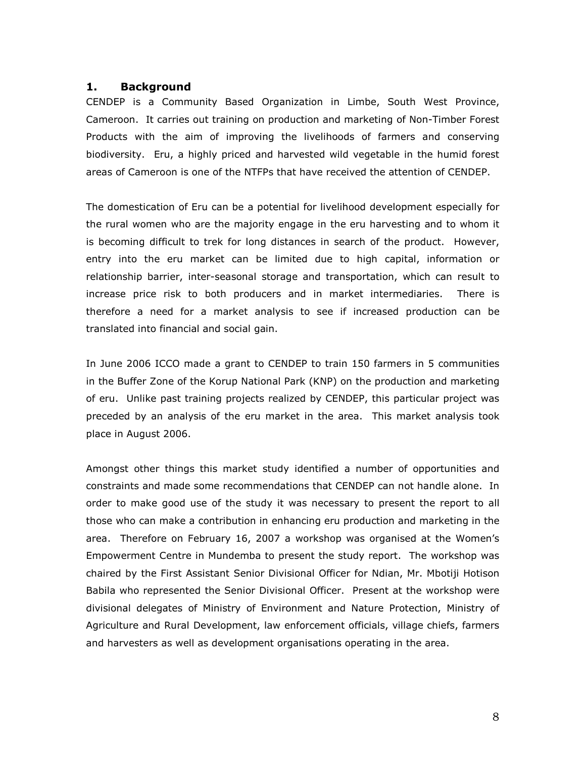## 1. Background

CENDEP is a Community Based Organization in Limbe, South West Province, Cameroon. It carries out training on production and marketing of Non-Timber Forest Products with the aim of improving the livelihoods of farmers and conserving biodiversity. Eru, a highly priced and harvested wild vegetable in the humid forest areas of Cameroon is one of the NTFPs that have received the attention of CENDEP.

The domestication of Eru can be a potential for livelihood development especially for the rural women who are the majority engage in the eru harvesting and to whom it is becoming difficult to trek for long distances in search of the product. However, entry into the eru market can be limited due to high capital, information or relationship barrier, inter-seasonal storage and transportation, which can result to increase price risk to both producers and in market intermediaries. There is therefore a need for a market analysis to see if increased production can be translated into financial and social gain.

In June 2006 ICCO made a grant to CENDEP to train 150 farmers in 5 communities in the Buffer Zone of the Korup National Park (KNP) on the production and marketing of eru. Unlike past training projects realized by CENDEP, this particular project was preceded by an analysis of the eru market in the area. This market analysis took place in August 2006.

Amongst other things this market study identified a number of opportunities and constraints and made some recommendations that CENDEP can not handle alone. In order to make good use of the study it was necessary to present the report to all those who can make a contribution in enhancing eru production and marketing in the area. Therefore on February 16, 2007 a workshop was organised at the Women's Empowerment Centre in Mundemba to present the study report. The workshop was chaired by the First Assistant Senior Divisional Officer for Ndian, Mr. Mbotiji Hotison Babila who represented the Senior Divisional Officer. Present at the workshop were divisional delegates of Ministry of Environment and Nature Protection, Ministry of Agriculture and Rural Development, law enforcement officials, village chiefs, farmers and harvesters as well as development organisations operating in the area.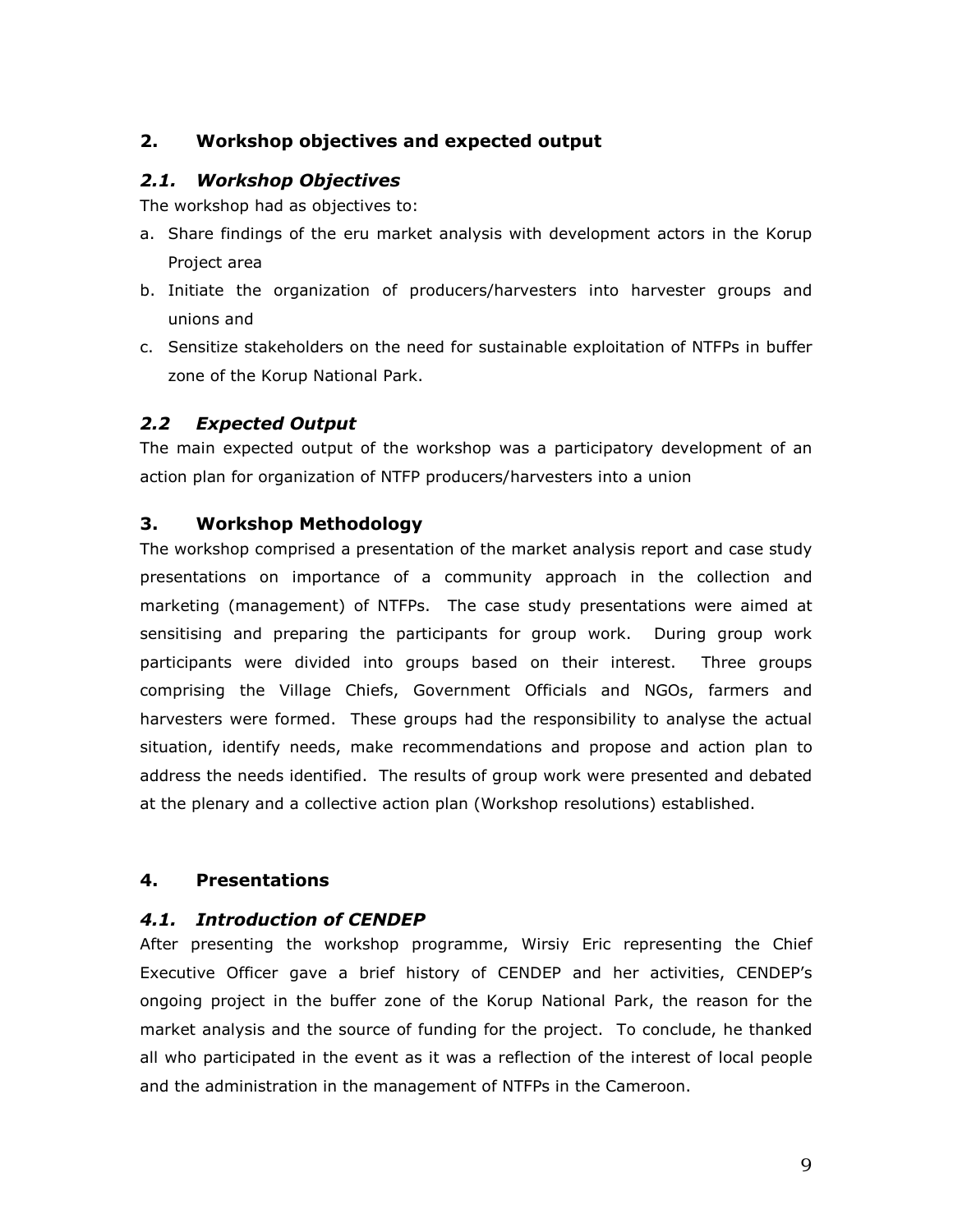## 2. Workshop objectives and expected output

### *2.1. Workshop Objectives*

The workshop had as objectives to:

a. Share findings of the eru market analysis with development actors in the Korup Project area
b. Initiate the organization of producers/harvesters into harvester groups and unions and
c. Sensitize stakeholders on the need for sustainable exploitation of NTFPs in buffer zone of the Korup National Park.

### *2.2 Expected Output*

The main expected output of the workshop was a participatory development of an action plan for organization of NTFP producers/harvesters into a union

## 3. Workshop Methodology

The workshop comprised a presentation of the market analysis report and case study presentations on importance of a community approach in the collection and marketing (management) of NTFPs. The case study presentations were aimed at sensitising and preparing the participants for group work. During group work participants were divided into groups based on their interest. Three groups comprising the Village Chiefs, Government Officials and NGOs, farmers and harvesters were formed. These groups had the responsibility to analyse the actual situation, identify needs, make recommendations and propose and action plan to address the needs identified. The results of group work were presented and debated at the plenary and a collective action plan (Workshop resolutions) established.

## 4. Presentations

### *4.1. Introduction of CENDEP*

After presenting the workshop programme, Wirsiy Eric representing the Chief Executive Officer gave a brief history of CENDEP and her activities, CENDEP's ongoing project in the buffer zone of the Korup National Park, the reason for the market analysis and the source of funding for the project. To conclude, he thanked all who participated in the event as it was a reflection of the interest of local people and the administration in the management of NTFPs in the Cameroon.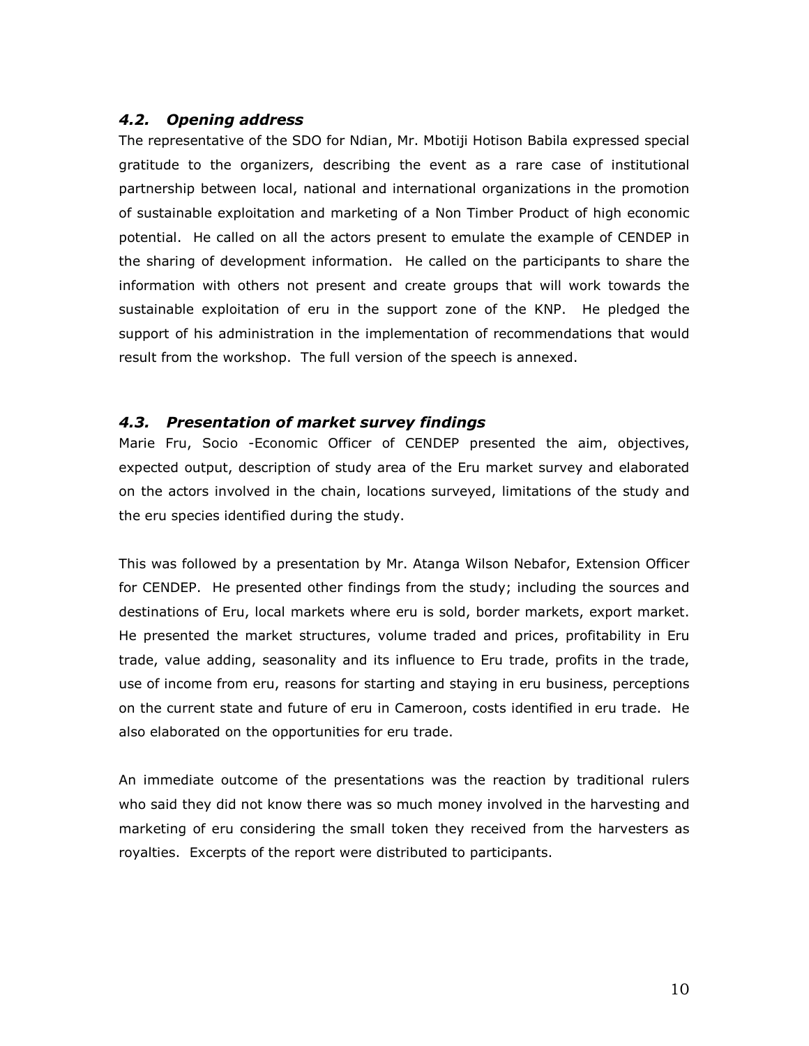### *4.2. Opening address*

The representative of the SDO for Ndian, Mr. Mbotiji Hotison Babila expressed special gratitude to the organizers, describing the event as a rare case of institutional partnership between local, national and international organizations in the promotion of sustainable exploitation and marketing of a Non Timber Product of high economic potential. He called on all the actors present to emulate the example of CENDEP in the sharing of development information. He called on the participants to share the information with others not present and create groups that will work towards the sustainable exploitation of eru in the support zone of the KNP. He pledged the support of his administration in the implementation of recommendations that would result from the workshop. The full version of the speech is annexed.

### *4.3. Presentation of market survey findings*

Marie Fru, Socio -Economic Officer of CENDEP presented the aim, objectives, expected output, description of study area of the Eru market survey and elaborated on the actors involved in the chain, locations surveyed, limitations of the study and the eru species identified during the study.

This was followed by a presentation by Mr. Atanga Wilson Nebafor, Extension Officer for CENDEP. He presented other findings from the study; including the sources and destinations of Eru, local markets where eru is sold, border markets, export market. He presented the market structures, volume traded and prices, profitability in Eru trade, value adding, seasonality and its influence to Eru trade, profits in the trade, use of income from eru, reasons for starting and staying in eru business, perceptions on the current state and future of eru in Cameroon, costs identified in eru trade. He also elaborated on the opportunities for eru trade.

An immediate outcome of the presentations was the reaction by traditional rulers who said they did not know there was so much money involved in the harvesting and marketing of eru considering the small token they received from the harvesters as royalties. Excerpts of the report were distributed to participants.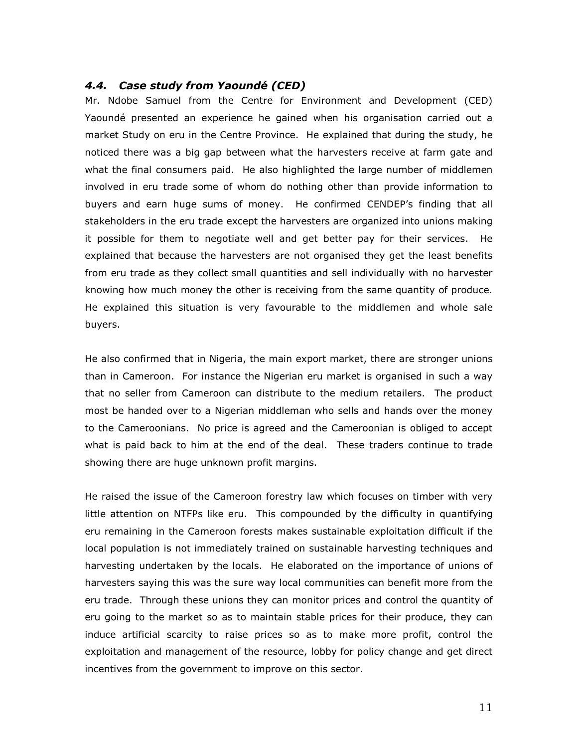### *4.4. Case study from Yaoundé (CED)*

Mr. Ndobe Samuel from the Centre for Environment and Development (CED) Yaoundé presented an experience he gained when his organisation carried out a market Study on eru in the Centre Province. He explained that during the study, he noticed there was a big gap between what the harvesters receive at farm gate and what the final consumers paid. He also highlighted the large number of middlemen involved in eru trade some of whom do nothing other than provide information to buyers and earn huge sums of money. He confirmed CENDEP's finding that all stakeholders in the eru trade except the harvesters are organized into unions making it possible for them to negotiate well and get better pay for their services. He explained that because the harvesters are not organised they get the least benefits from eru trade as they collect small quantities and sell individually with no harvester knowing how much money the other is receiving from the same quantity of produce. He explained this situation is very favourable to the middlemen and whole sale buyers.

He also confirmed that in Nigeria, the main export market, there are stronger unions than in Cameroon. For instance the Nigerian eru market is organised in such a way that no seller from Cameroon can distribute to the medium retailers. The product most be handed over to a Nigerian middleman who sells and hands over the money to the Cameroonians. No price is agreed and the Cameroonian is obliged to accept what is paid back to him at the end of the deal. These traders continue to trade showing there are huge unknown profit margins.

He raised the issue of the Cameroon forestry law which focuses on timber with very little attention on NTFPs like eru. This compounded by the difficulty in quantifying eru remaining in the Cameroon forests makes sustainable exploitation difficult if the local population is not immediately trained on sustainable harvesting techniques and harvesting undertaken by the locals. He elaborated on the importance of unions of harvesters saying this was the sure way local communities can benefit more from the eru trade. Through these unions they can monitor prices and control the quantity of eru going to the market so as to maintain stable prices for their produce, they can induce artificial scarcity to raise prices so as to make more profit, control the exploitation and management of the resource, lobby for policy change and get direct incentives from the government to improve on this sector.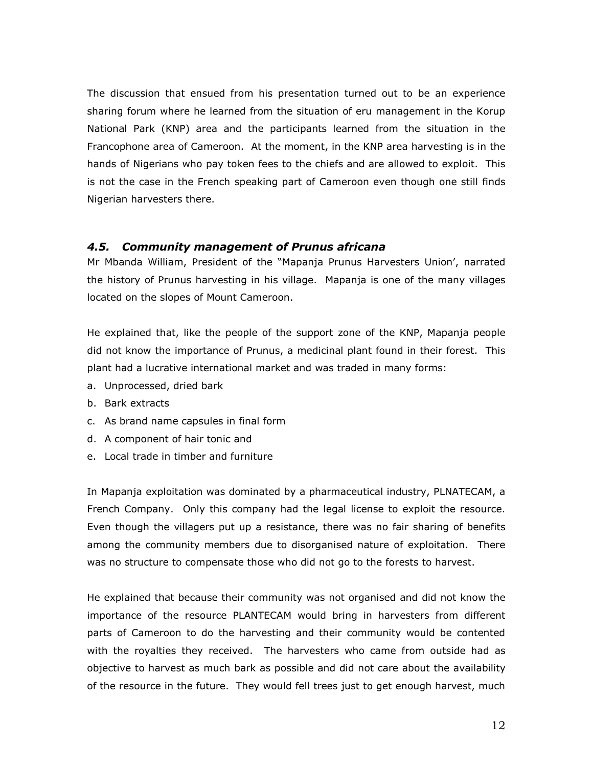The discussion that ensued from his presentation turned out to be an experience sharing forum where he learned from the situation of eru management in the Korup National Park (KNP) area and the participants learned from the situation in the Francophone area of Cameroon. At the moment, in the KNP area harvesting is in the hands of Nigerians who pay token fees to the chiefs and are allowed to exploit. This is not the case in the French speaking part of Cameroon even though one still finds Nigerian harvesters there.

### *4.5. Community management of Prunus africana*

Mr Mbanda William, President of the "Mapanja Prunus Harvesters Union', narrated the history of Prunus harvesting in his village. Mapanja is one of the many villages located on the slopes of Mount Cameroon.

He explained that, like the people of the support zone of the KNP, Mapanja people did not know the importance of Prunus, a medicinal plant found in their forest. This plant had a lucrative international market and was traded in many forms:

a. Unprocessed, dried bark
b. Bark extracts
c. As brand name capsules in final form
d. A component of hair tonic and
e. Local trade in timber and furniture

In Mapanja exploitation was dominated by a pharmaceutical industry, PLNATECAM, a French Company. Only this company had the legal license to exploit the resource. Even though the villagers put up a resistance, there was no fair sharing of benefits among the community members due to disorganised nature of exploitation. There was no structure to compensate those who did not go to the forests to harvest.

He explained that because their community was not organised and did not know the importance of the resource PLANTECAM would bring in harvesters from different parts of Cameroon to do the harvesting and their community would be contented with the royalties they received. The harvesters who came from outside had as objective to harvest as much bark as possible and did not care about the availability of the resource in the future. They would fell trees just to get enough harvest, much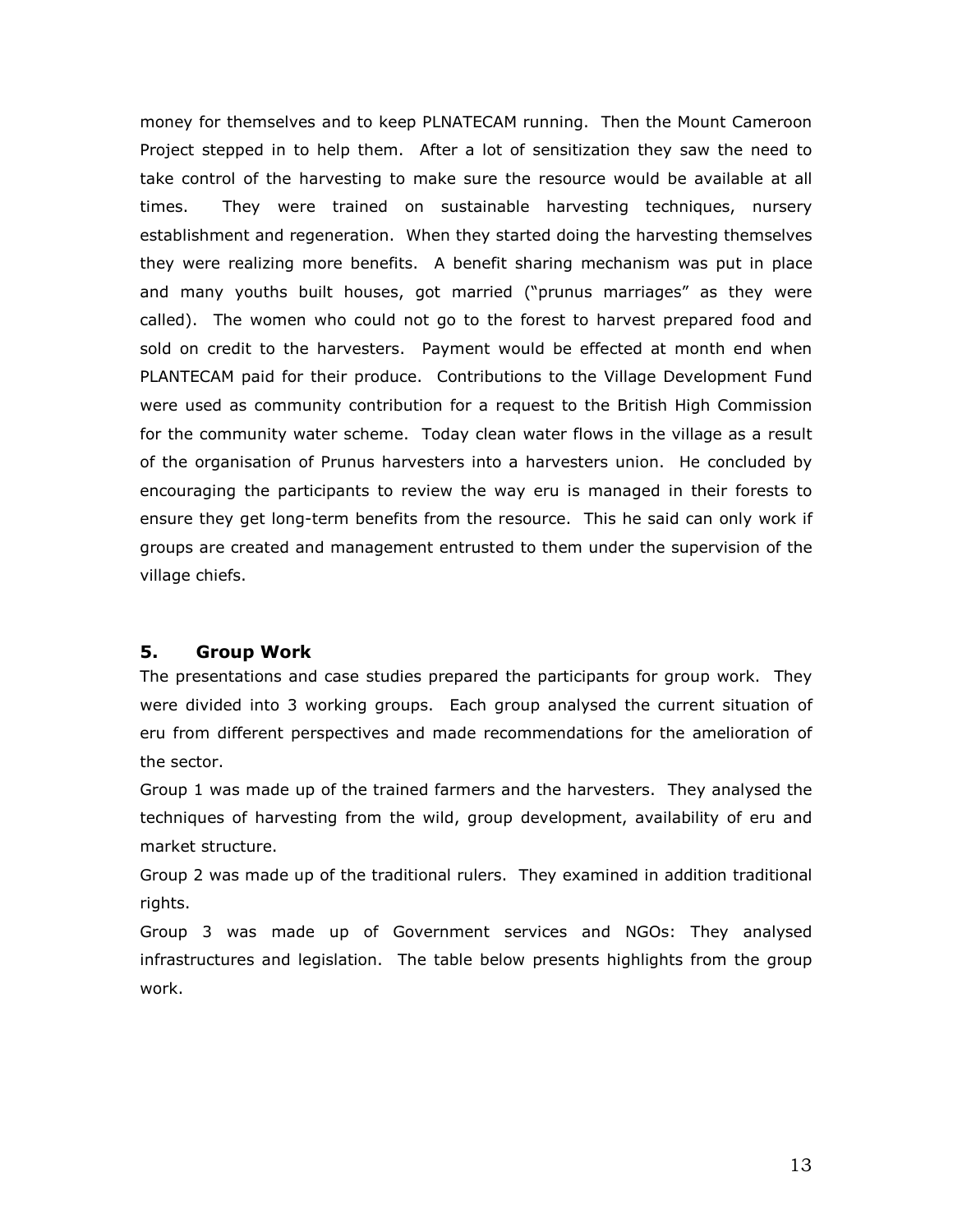money for themselves and to keep PLNATECAM running. Then the Mount Cameroon Project stepped in to help them. After a lot of sensitization they saw the need to take control of the harvesting to make sure the resource would be available at all times. They were trained on sustainable harvesting techniques, nursery establishment and regeneration. When they started doing the harvesting themselves they were realizing more benefits. A benefit sharing mechanism was put in place and many youths built houses, got married ("prunus marriages" as they were called). The women who could not go to the forest to harvest prepared food and sold on credit to the harvesters. Payment would be effected at month end when PLANTECAM paid for their produce. Contributions to the Village Development Fund were used as community contribution for a request to the British High Commission for the community water scheme. Today clean water flows in the village as a result of the organisation of Prunus harvesters into a harvesters union. He concluded by encouraging the participants to review the way eru is managed in their forests to ensure they get long-term benefits from the resource. This he said can only work if groups are created and management entrusted to them under the supervision of the village chiefs.

## 5. Group Work

The presentations and case studies prepared the participants for group work. They were divided into 3 working groups. Each group analysed the current situation of eru from different perspectives and made recommendations for the amelioration of the sector.

Group 1 was made up of the trained farmers and the harvesters. They analysed the techniques of harvesting from the wild, group development, availability of eru and market structure.

Group 2 was made up of the traditional rulers. They examined in addition traditional rights.

Group 3 was made up of Government services and NGOs: They analysed infrastructures and legislation. The table below presents highlights from the group work.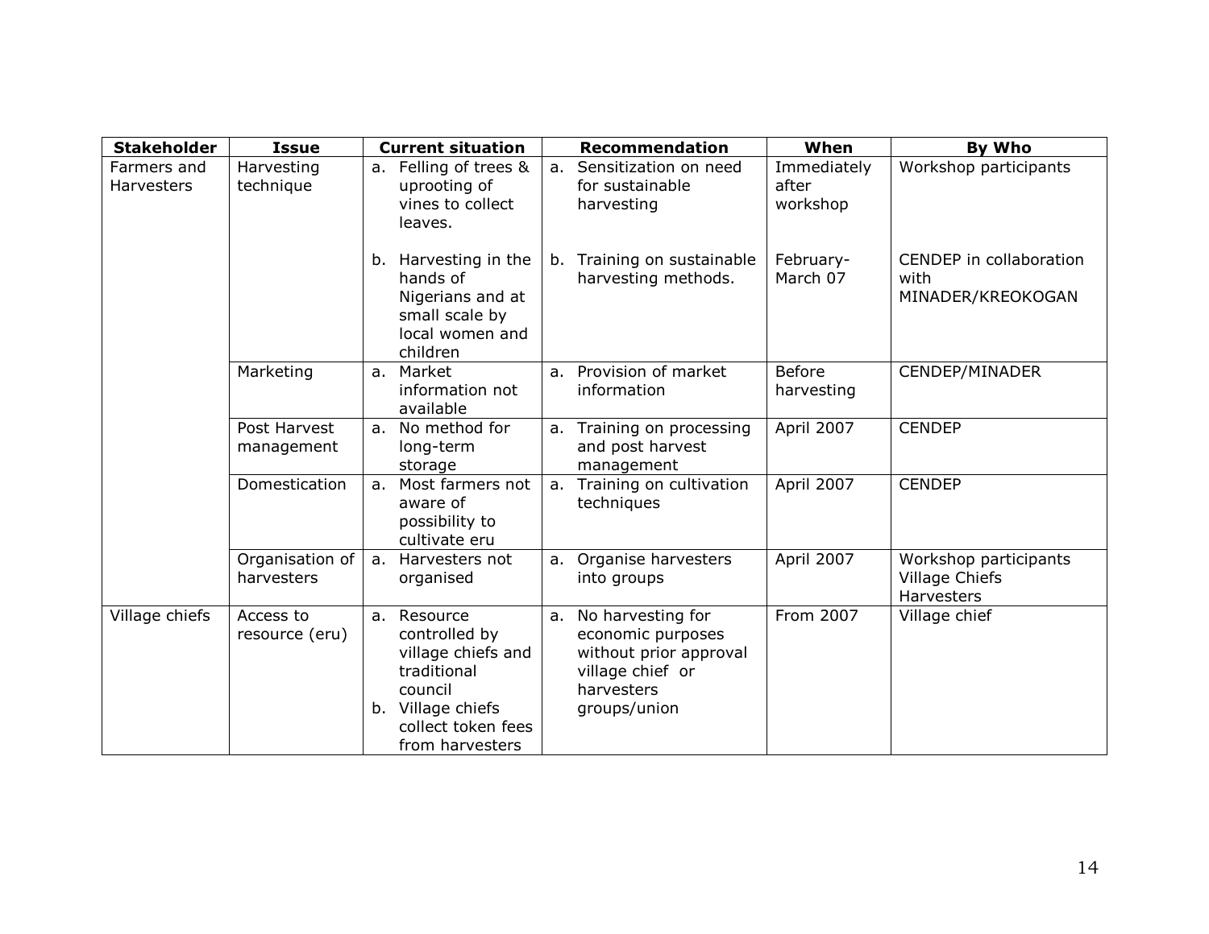| Stakeholder | Issue | Current situation | Recommendation | When | By Who |
|---|---|---|---|---|---|
| Farmers and Harvesters | Harvesting technique | a. Felling of trees & uprooting of vines to collect leaves. | a. Sensitization on need for sustainable harvesting | Immediately after workshop | Workshop participants |
| | | b. Harvesting in the hands of Nigerians and at small scale by local women and children | b. Training on sustainable harvesting methods. | February-March 07 | CENDEP in collaboration with MINADER/KREOKOGAN |
| | Marketing | a. Market information not available | a. Provision of market information | Before harvesting | CENDEP/MINADER |
| | Post Harvest management | a. No method for long-term storage | a. Training on processing and post harvest management | April 2007 | CENDEP |
| | Domestication | a. Most farmers not aware of possibility to cultivate eru | a. Training on cultivation techniques | April 2007 | CENDEP |
| | Organisation of harvesters | a. Harvesters not organised | a. Organise harvesters into groups | April 2007 | Workshop participants Village Chiefs Harvesters |
| Village chiefs | Access to resource (eru) | a. Resource controlled by village chiefs and traditional council<br>b. Village chiefs collect token fees from harvesters | a. No harvesting for economic purposes without prior approval village chief or harvesters groups/union | From 2007 | Village chief |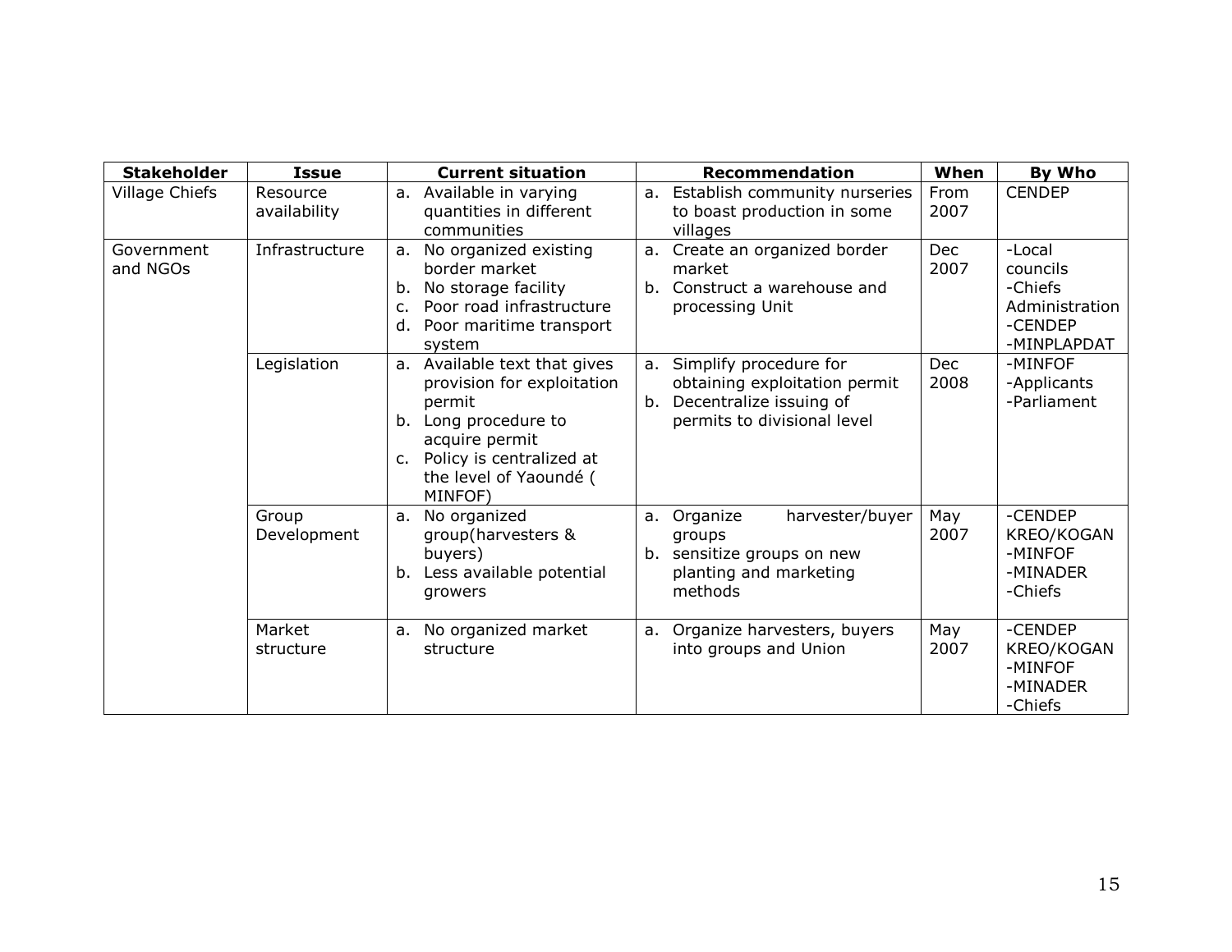| Stakeholder | Issue | Current situation | Recommendation | When | By Who |
|---|---|---|---|---|---|
| Village Chiefs | Resource availability | a. Available in varying quantities in different communities | a. Establish community nurseries to boast production in some villages | From 2007 | CENDEP |
| Government and NGOs | Infrastructure | a. No organized existing border market<br>b. No storage facility<br>c. Poor road infrastructure<br>d. Poor maritime transport system | a. Create an organized border market<br>b. Construct a warehouse and processing Unit | Dec 2007 | -Local councils<br>-Chiefs Administration<br>-CENDEP<br>-MINPLAPDAT |
| | Legislation | a. Available text that gives provision for exploitation permit<br>b. Long procedure to acquire permit<br>c. Policy is centralized at the level of Yaoundé ( MINFOF) | a. Simplify procedure for obtaining exploitation permit<br>b. Decentralize issuing of permits to divisional level | Dec 2008 | -MINFOF<br>-Applicants<br>-Parliament |
| | Group Development | a. No organized group(harvesters & buyers)<br>b. Less available potential growers | a. Organize harvester/buyer groups<br>b. sensitize groups on new planting and marketing methods | May 2007 | -CENDEP KREO/KOGAN<br>-MINFOF<br>-MINADER<br>-Chiefs |
| | Market structure | a. No organized market structure | a. Organize harvesters, buyers into groups and Union | May 2007 | -CENDEP KREO/KOGAN<br>-MINFOF<br>-MINADER<br>-Chiefs |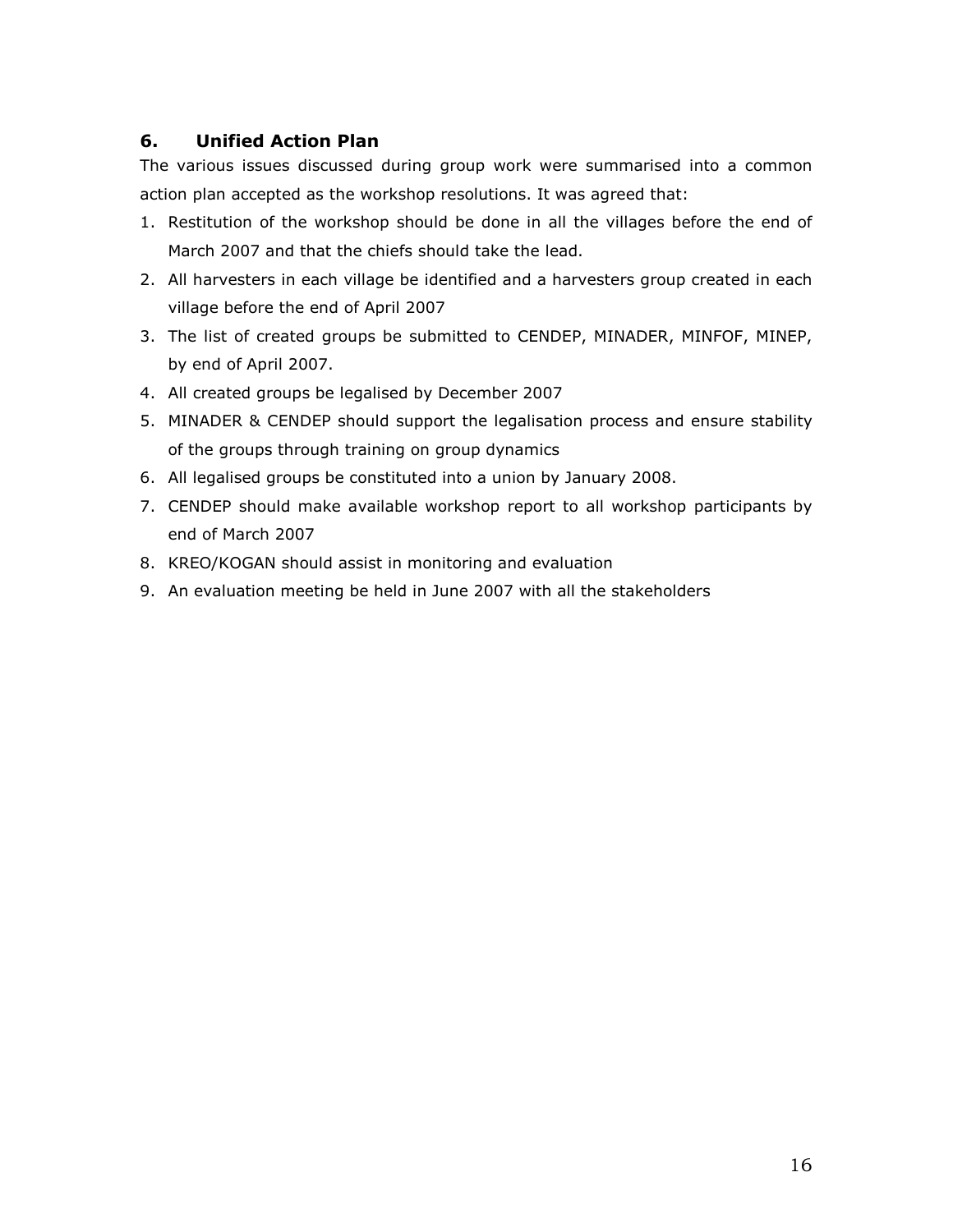## 6. Unified Action Plan

The various issues discussed during group work were summarised into a common action plan accepted as the workshop resolutions. It was agreed that:

1. Restitution of the workshop should be done in all the villages before the end of March 2007 and that the chiefs should take the lead.
2. All harvesters in each village be identified and a harvesters group created in each village before the end of April 2007
3. The list of created groups be submitted to CENDEP, MINADER, MINFOF, MINEP, by end of April 2007.
4. All created groups be legalised by December 2007
5. MINADER & CENDEP should support the legalisation process and ensure stability of the groups through training on group dynamics
6. All legalised groups be constituted into a union by January 2008.
7. CENDEP should make available workshop report to all workshop participants by end of March 2007
8. KREO/KOGAN should assist in monitoring and evaluation
9. An evaluation meeting be held in June 2007 with all the stakeholders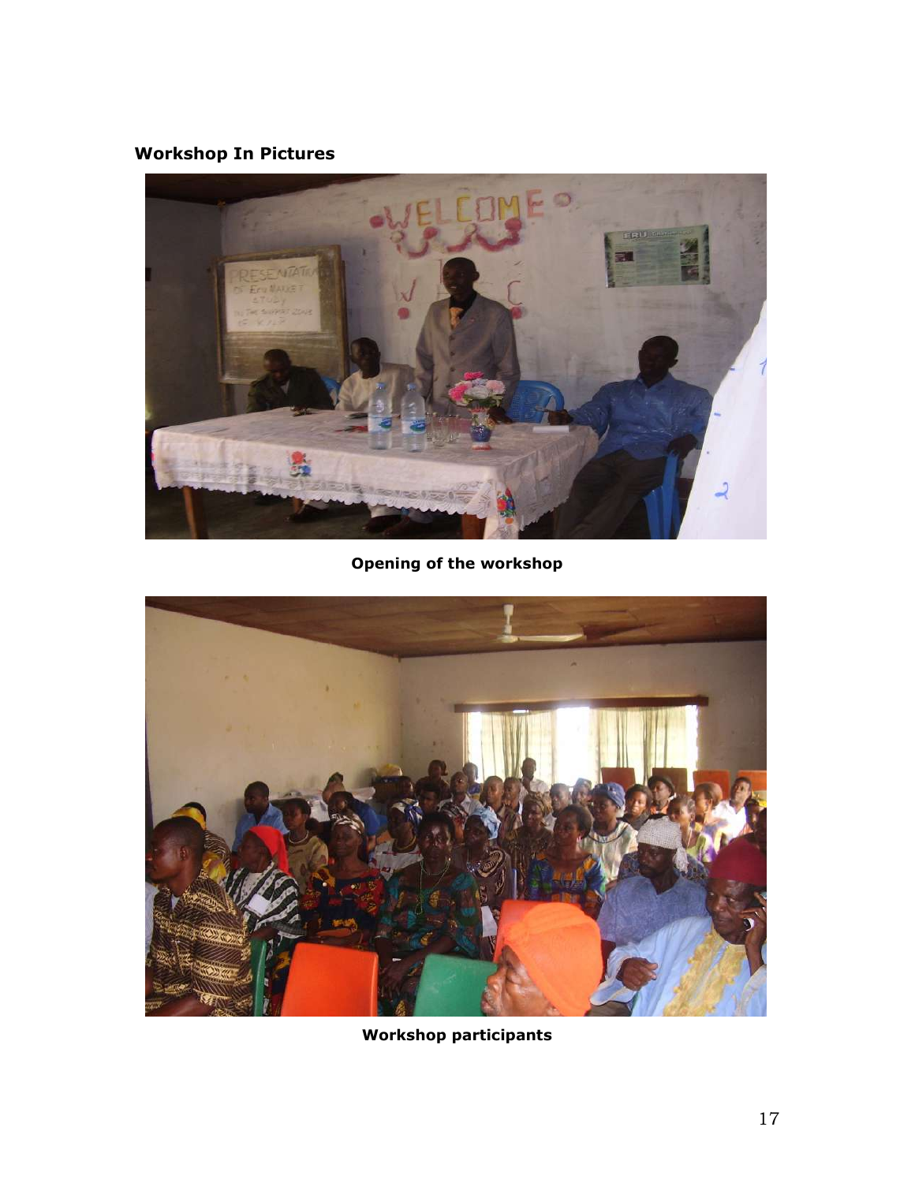**Workshop In Pictures**

**Opening of the workshop**

**Workshop participants**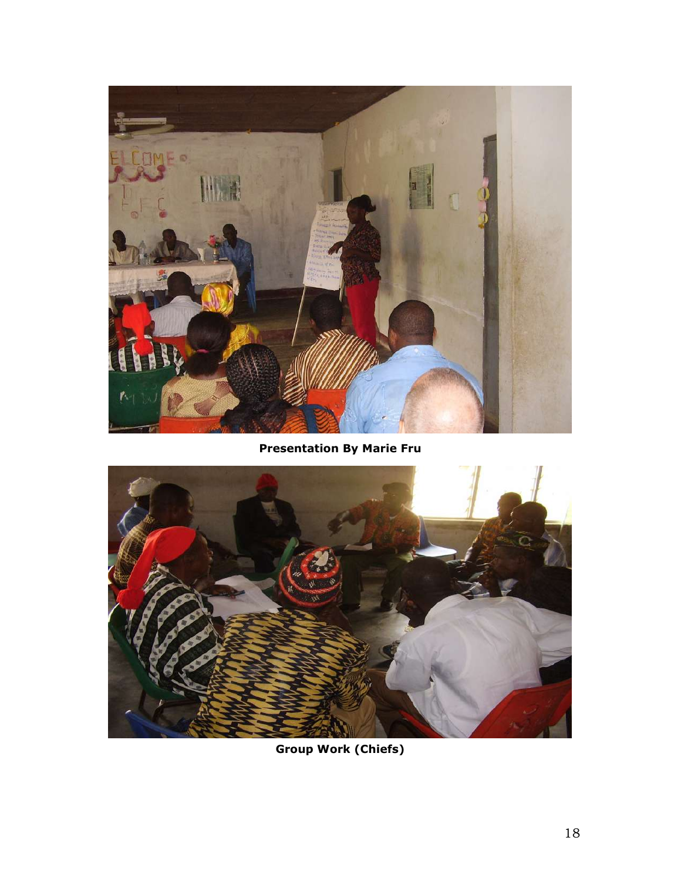**Presentation By Marie Fru**

**Group Work (Chiefs)**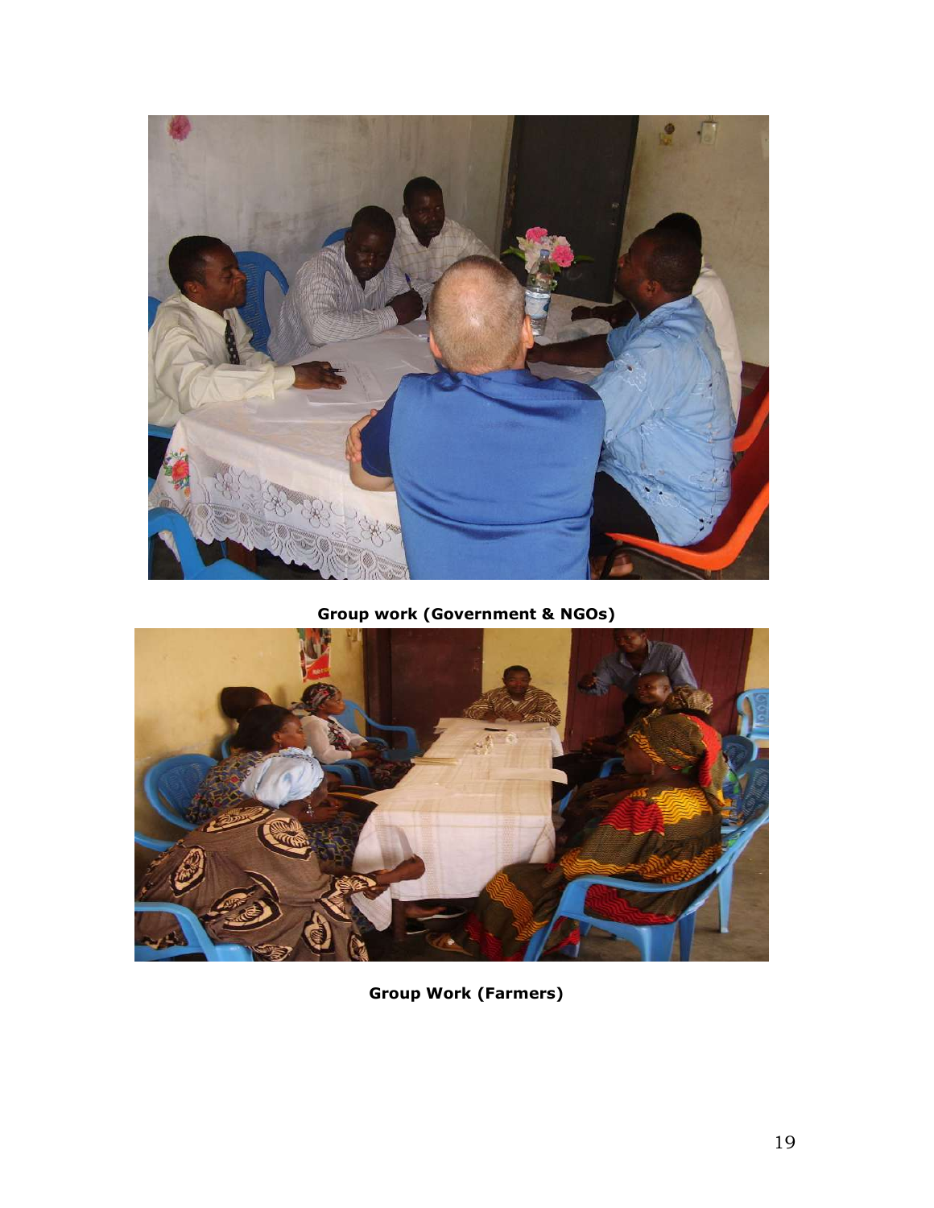**Group work (Government & NGOs)**

**Group Work (Farmers)**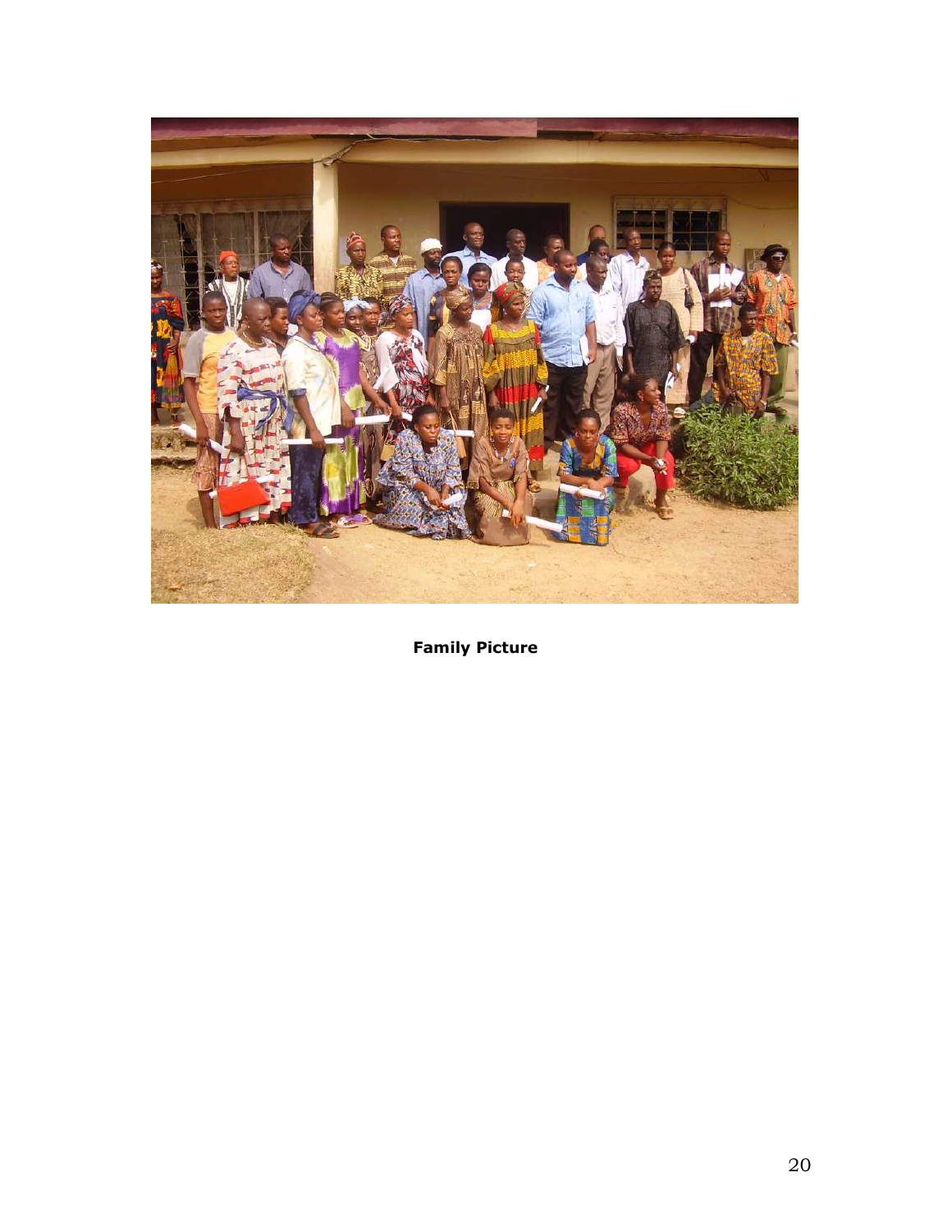**Family Picture**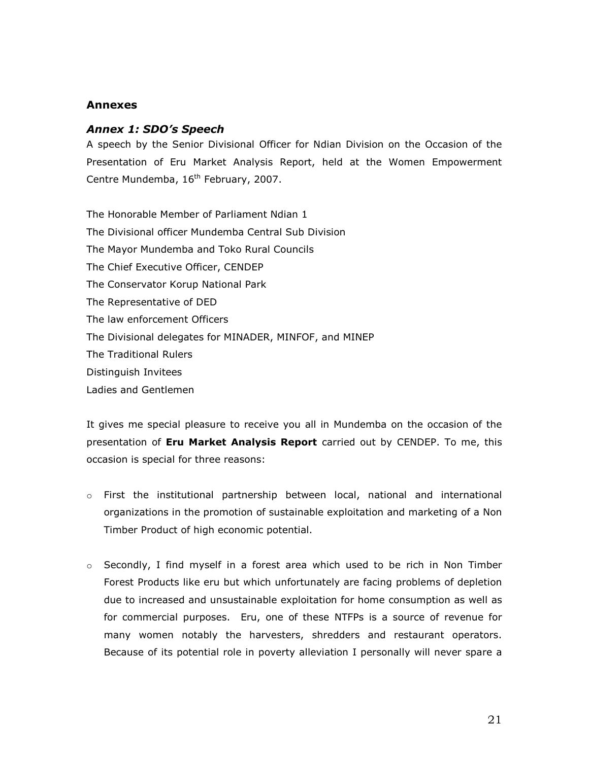## Annexes

### *Annex 1: SDO's Speech*

A speech by the Senior Divisional Officer for Ndian Division on the Occasion of the Presentation of Eru Market Analysis Report, held at the Women Empowerment Centre Mundemba, 16th February, 2007.

The Honorable Member of Parliament Ndian 1
The Divisional officer Mundemba Central Sub Division
The Mayor Mundemba and Toko Rural Councils
The Chief Executive Officer, CENDEP
The Conservator Korup National Park
The Representative of DED
The law enforcement Officers
The Divisional delegates for MINADER, MINFOF, and MINEP
The Traditional Rulers
Distinguish Invitees
Ladies and Gentlemen

It gives me special pleasure to receive you all in Mundemba on the occasion of the presentation of **Eru Market Analysis Report** carried out by CENDEP. To me, this occasion is special for three reasons:

- First the institutional partnership between local, national and international organizations in the promotion of sustainable exploitation and marketing of a Non Timber Product of high economic potential.
- Secondly, I find myself in a forest area which used to be rich in Non Timber Forest Products like eru but which unfortunately are facing problems of depletion due to increased and unsustainable exploitation for home consumption as well as for commercial purposes. Eru, one of these NTFPs is a source of revenue for many women notably the harvesters, shredders and restaurant operators. Because of its potential role in poverty alleviation I personally will never spare a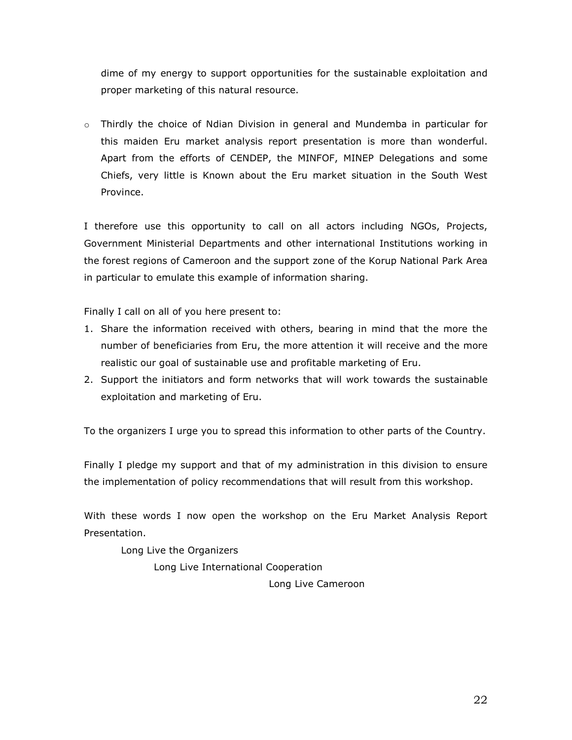dime of my energy to support opportunities for the sustainable exploitation and proper marketing of this natural resource.

- Thirdly the choice of Ndian Division in general and Mundemba in particular for this maiden Eru market analysis report presentation is more than wonderful. Apart from the efforts of CENDEP, the MINFOF, MINEP Delegations and some Chiefs, very little is Known about the Eru market situation in the South West Province.

I therefore use this opportunity to call on all actors including NGOs, Projects, Government Ministerial Departments and other international Institutions working in the forest regions of Cameroon and the support zone of the Korup National Park Area in particular to emulate this example of information sharing.

Finally I call on all of you here present to:

1. Share the information received with others, bearing in mind that the more the number of beneficiaries from Eru, the more attention it will receive and the more realistic our goal of sustainable use and profitable marketing of Eru.
2. Support the initiators and form networks that will work towards the sustainable exploitation and marketing of Eru.

To the organizers I urge you to spread this information to other parts of the Country.

Finally I pledge my support and that of my administration in this division to ensure the implementation of policy recommendations that will result from this workshop.

With these words I now open the workshop on the Eru Market Analysis Report Presentation.

Long Live the Organizers

Long Live International Cooperation

Long Live Cameroon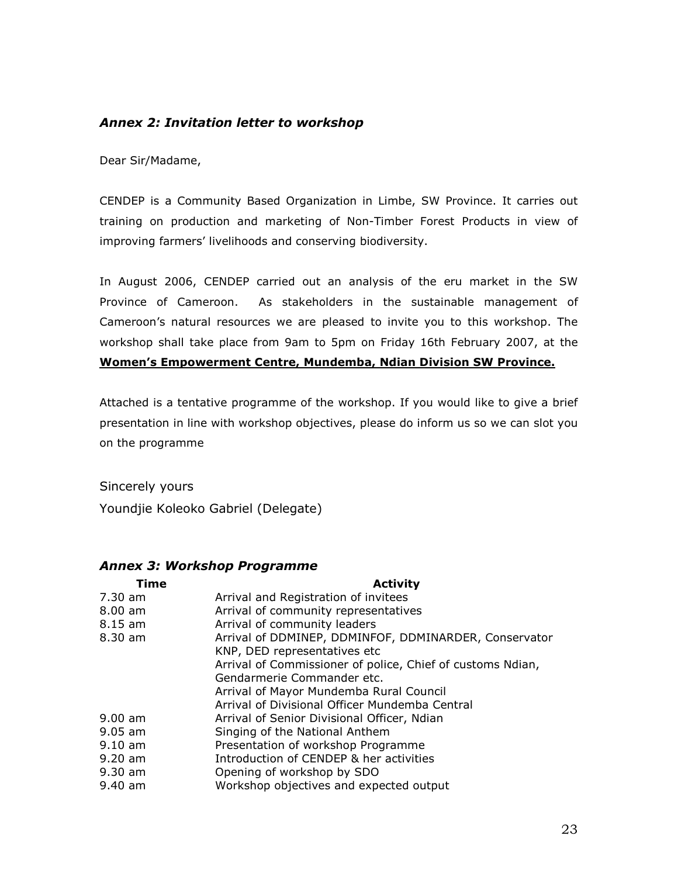### *Annex 2: Invitation letter to workshop*

Dear Sir/Madame,

CENDEP is a Community Based Organization in Limbe, SW Province. It carries out training on production and marketing of Non-Timber Forest Products in view of improving farmers' livelihoods and conserving biodiversity.

In August 2006, CENDEP carried out an analysis of the eru market in the SW Province of Cameroon. As stakeholders in the sustainable management of Cameroon's natural resources we are pleased to invite you to this workshop. The workshop shall take place from 9am to 5pm on Friday 16th February 2007, at the **Women's Empowerment Centre, Mundemba, Ndian Division SW Province.**

Attached is a tentative programme of the workshop. If you would like to give a brief presentation in line with workshop objectives, please do inform us so we can slot you on the programme

Sincerely yours

Youndjie Koleoko Gabriel (Delegate)

### *Annex 3: Workshop Programme*

| Time | Activity |
|---|---|
| 7.30 am | Arrival and Registration of invitees |
| 8.00 am | Arrival of community representatives |
| 8.15 am | Arrival of community leaders |
| 8.30 am | Arrival of DDMINEP, DDMINFOF, DDMINARDER, Conservator KNP, DED representatives etc |
| | Arrival of Commissioner of police, Chief of customs Ndian, Gendarmerie Commander etc. |
| | Arrival of Mayor Mundemba Rural Council |
| | Arrival of Divisional Officer Mundemba Central |
| 9.00 am | Arrival of Senior Divisional Officer, Ndian |
| 9.05 am | Singing of the National Anthem |
| 9.10 am | Presentation of workshop Programme |
| 9.20 am | Introduction of CENDEP & her activities |
| 9.30 am | Opening of workshop by SDO |
| 9.40 am | Workshop objectives and expected output |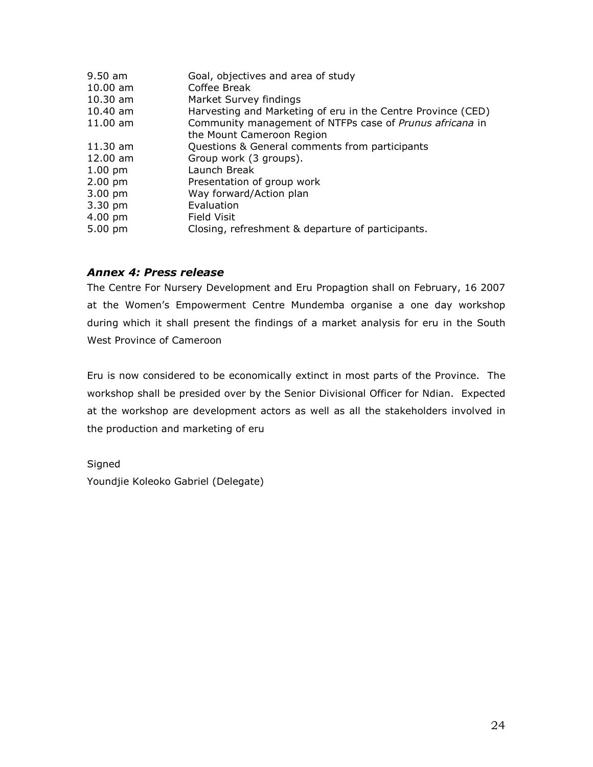| | |
|---|---|
| 9.50 am | Goal, objectives and area of study |
| 10.00 am | Coffee Break |
| 10.30 am | Market Survey findings |
| 10.40 am | Harvesting and Marketing of eru in the Centre Province (CED) |
| 11.00 am | Community management of NTFPs case of *Prunus africana* in the Mount Cameroon Region |
| 11.30 am | Questions & General comments from participants |
| 12.00 am | Group work (3 groups). |
| 1.00 pm | Launch Break |
| 2.00 pm | Presentation of group work |
| 3.00 pm | Way forward/Action plan |
| 3.30 pm | Evaluation |
| 4.00 pm | Field Visit |
| 5.00 pm | Closing, refreshment & departure of participants. |

### *Annex 4: Press release*

The Centre For Nursery Development and Eru Propagtion shall on February, 16 2007 at the Women's Empowerment Centre Mundemba organise a one day workshop during which it shall present the findings of a market analysis for eru in the South West Province of Cameroon

Eru is now considered to be economically extinct in most parts of the Province. The workshop shall be presided over by the Senior Divisional Officer for Ndian. Expected at the workshop are development actors as well as all the stakeholders involved in the production and marketing of eru

Signed
Youndjie Koleoko Gabriel (Delegate)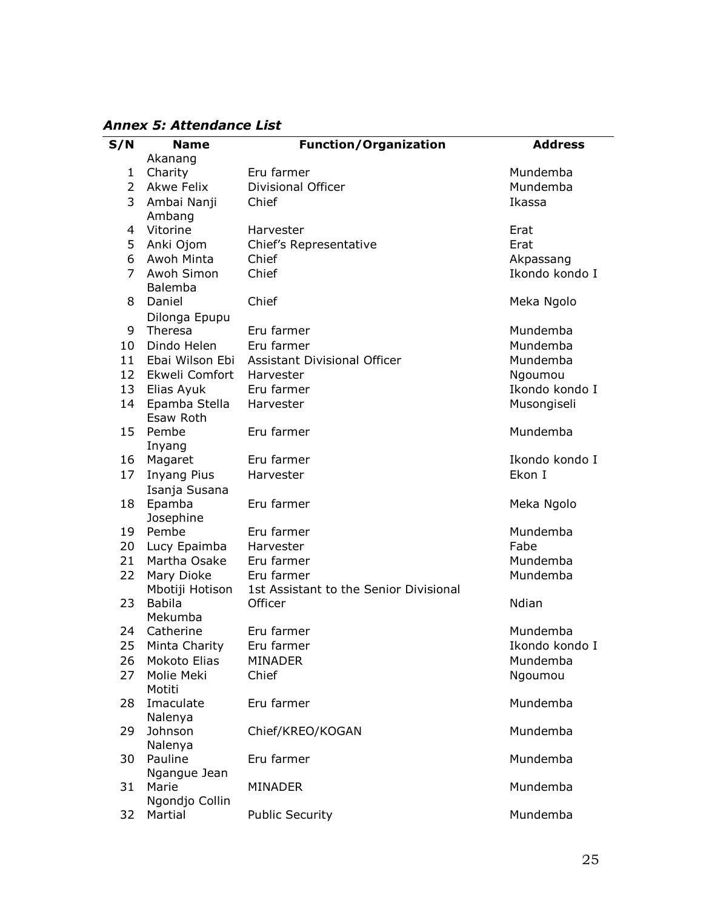*Annex 5: Attendance List*

| S/N | Name | Function/Organization | Address |
|---|---|---|---|
| 1 | Akanang Charity | Eru farmer | Mundemba |
| 2 | Akwe Felix | Divisional Officer | Mundemba |
| 3 | Ambai Nanji | Chief | Ikassa |
| 4 | Ambang Vitorine | Harvester | Erat |
| 5 | Anki Ojom | Chief's Representative | Erat |
| 6 | Awoh Minta | Chief | Akpassang |
| 7 | Awoh Simon | Chief | Ikondo kondo I |
| 8 | Balemba Daniel | Chief | Meka Ngolo |
| 9 | Dilonga Epupu Theresa | Eru farmer | Mundemba |
| 10 | Dindo Helen | Eru farmer | Mundemba |
| 11 | Ebai Wilson Ebi | Assistant Divisional Officer | Mundemba |
| 12 | Ekweli Comfort | Harvester | Ngoumou |
| 13 | Elias Ayuk | Eru farmer | Ikondo kondo I |
| 14 | Epamba Stella | Harvester | Musongiseli |
| 15 | Esaw Roth Pembe | Eru farmer | Mundemba |
| 16 | Inyang Magaret | Eru farmer | Ikondo kondo I |
| 17 | Inyang Pius | Harvester | Ekon I |
| 18 | Isanja Susana Epamba | Eru farmer | Meka Ngolo |
| 19 | Josephine Pembe | Eru farmer | Mundemba |
| 20 | Lucy Epaimba | Harvester | Fabe |
| 21 | Martha Osake | Eru farmer | Mundemba |
| 22 | Mary Dioke | Eru farmer | Mundemba |
| 23 | Mbotiji Hotison Babila | 1st Assistant to the Senior Divisional Officer | Ndian |
| 24 | Mekumba Catherine | Eru farmer | Mundemba |
| 25 | Minta Charity | Eru farmer | Ikondo kondo I |
| 26 | Mokoto Elias | MINADER | Mundemba |
| 27 | Molie Meki | Chief | Ngoumou |
| 28 | Motiti Imaculate | Eru farmer | Mundemba |
| 29 | Nalenya Johnson | Chief/KREO/KOGAN | Mundemba |
| 30 | Nalenya Pauline | Eru farmer | Mundemba |
| 31 | Ngangue Jean Marie | MINADER | Mundemba |
| 32 | Ngondjo Collin Martial | Public Security | Mundemba |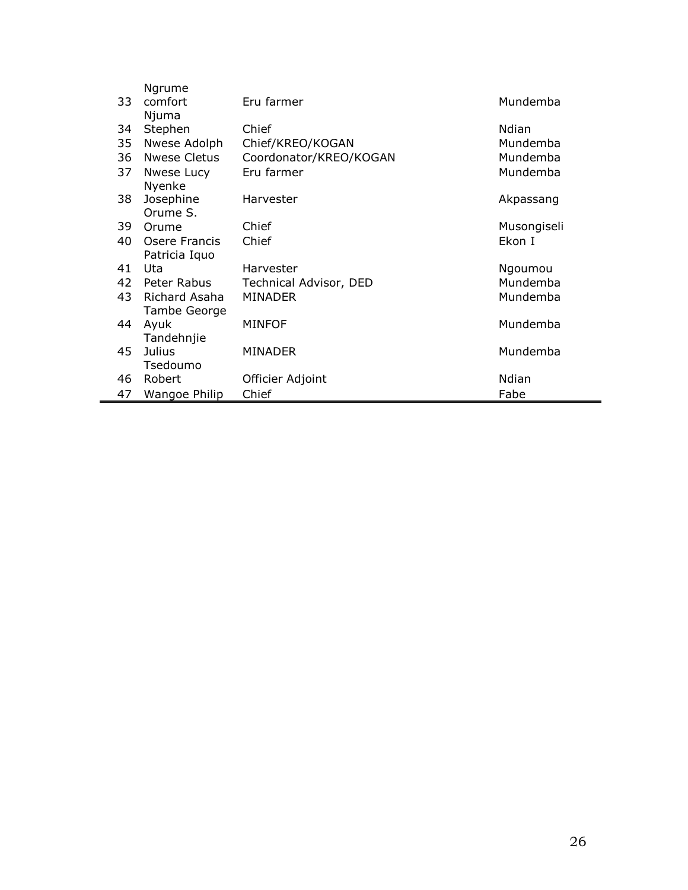| | | | |
|---|---|---|---|
| 33 | Ngrume comfort | Eru farmer | Mundemba |
| 34 | Njuma Stephen | Chief | Ndian |
| 35 | Nwese Adolph | Chief/KREO/KOGAN | Mundemba |
| 36 | Nwese Cletus | Coordonator/KREO/KOGAN | Mundemba |
| 37 | Nwese Lucy | Eru farmer | Mundemba |
| 38 | Nyenke Josephine | Harvester | Akpassang |
| 39 | Orume S. Orume | Chief | Musongiseli |
| 40 | Osere Francis | Chief | Ekon I |
| 41 | Patricia Iquo Uta | Harvester | Ngoumou |
| 42 | Peter Rabus | Technical Advisor, DED | Mundemba |
| 43 | Richard Asaha | MINADER | Mundemba |
| 44 | Tambe George Ayuk | MINFOF | Mundemba |
| 45 | Tandehnjie Julius | MINADER | Mundemba |
| 46 | Tsedoumo Robert | Officier Adjoint | Ndian |
| 47 | Wangoe Philip | Chief | Fabe |